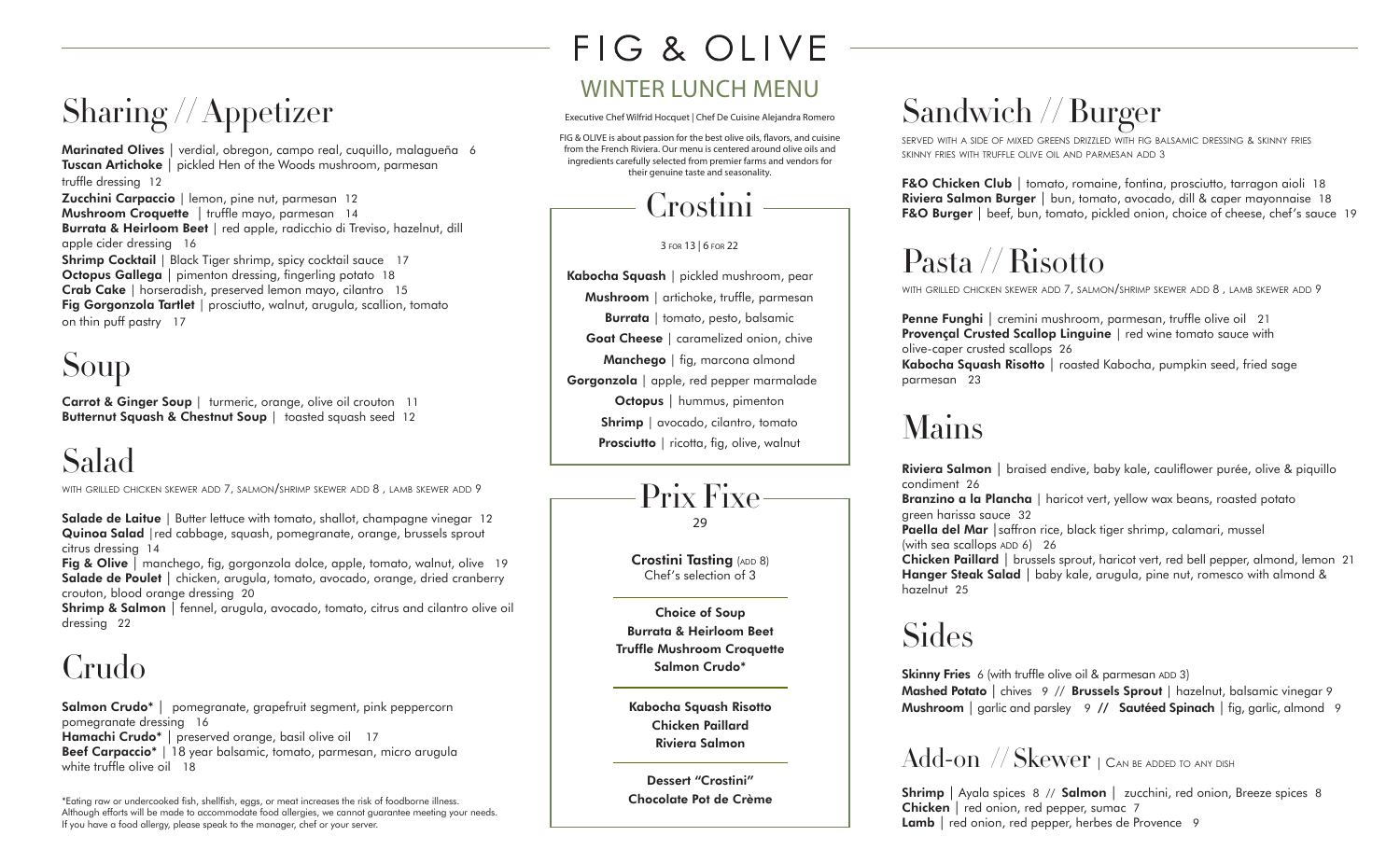# FIG & OLIVE

## WINTER LUNCH MENU

Executive Chef Wilfrid Hocquet | Chef De Cuisine Alejandra Romero

FIG & OLIVE is about passion for the best olive oils, flavors, and cuisine from the French Riviera. Our menu is centered around olive oils and ingredients carefully selected from premier farms and vendors for their genuine taste and seasonality.

## Sharing // Appetizer

**Marinated Olives** | verdial, obregon, campo real, cuquillo, malagueña 6
**Tuscan Artichoke** | pickled Hen of the Woods mushroom, parmesan truffle dressing 12
**Zucchini Carpaccio** | lemon, pine nut, parmesan 12
**Mushroom Croquette** | truffle mayo, parmesan 14
**Burrata & Heirloom Beet** | red apple, radicchio di Treviso, hazelnut, dill apple cider dressing 16
**Shrimp Cocktail** | Black Tiger shrimp, spicy cocktail sauce 17
**Octopus Gallega** | pimenton dressing, fingerling potato 18
**Crab Cake** | horseradish, preserved lemon mayo, cilantro 15
**Fig Gorgonzola Tartlet** | prosciutto, walnut, arugula, scallion, tomato on thin puff pastry 17

## Soup

**Carrot & Ginger Soup** | turmeric, orange, olive oil crouton 11
**Butternut Squash & Chestnut Soup** | toasted squash seed 12

## Salad

WITH GRILLED CHICKEN SKEWER ADD 7, SALMON/SHRIMP SKEWER ADD 8 , LAMB SKEWER ADD 9

**Salade de Laitue** | Butter lettuce with tomato, shallot, champagne vinegar 12
**Quinoa Salad** | red cabbage, squash, pomegranate, orange, brussels sprout citrus dressing 14
**Fig & Olive** | manchego, fig, gorgonzola dolce, apple, tomato, walnut, olive 19
**Salade de Poulet** | chicken, arugula, tomato, avocado, orange, dried cranberry crouton, blood orange dressing 20
**Shrimp & Salmon** | fennel, arugula, avocado, tomato, citrus and cilantro olive oil dressing 22

## Crudo

**Salmon Crudo*** | pomegranate, grapefruit segment, pink peppercorn pomegranate dressing 16
**Hamachi Crudo*** | preserved orange, basil olive oil 17
**Beef Carpaccio*** | 18 year balsamic, tomato, parmesan, micro arugula white truffle olive oil 18

*Eating raw or undercooked fish, shellfish, eggs, or meat increases the risk of foodborne illness. Although efforts will be made to accommodate food allergies, we cannot guarantee meeting your needs. If you have a food allergy, please speak to the manager, chef or your server.

## Crostini

3 FOR 13 | 6 FOR 22

**Kabocha Squash** | pickled mushroom, pear
**Mushroom** | artichoke, truffle, parmesan
**Burrata** | tomato, pesto, balsamic
**Goat Cheese** | caramelized onion, chive
**Manchego** | fig, marcona almond
**Gorgonzola** | apple, red pepper marmalade
**Octopus** | hummus, pimenton
**Shrimp** | avocado, cilantro, tomato
**Prosciutto** | ricotta, fig, olive, walnut

## Prix Fixe

29

**Crostini Tasting** (ADD 8)
Chef's selection of 3

**Choice of Soup**
**Burrata & Heirloom Beet**
**Truffle Mushroom Croquette**
**Salmon Crudo***

**Kabocha Squash Risotto**
**Chicken Paillard**
**Riviera Salmon**

**Dessert "Crostini"**
**Chocolate Pot de Crème**

## Sandwich // Burger

SERVED WITH A SIDE OF MIXED GREENS DRIZZLED WITH FIG BALSAMIC DRESSING & SKINNY FRIES
SKINNY FRIES WITH TRUFFLE OLIVE OIL AND PARMESAN ADD 3

**F&O Chicken Club** | tomato, romaine, fontina, prosciutto, tarragon aioli 18
**Riviera Salmon Burger** | bun, tomato, avocado, dill & caper mayonnaise 18
**F&O Burger** | beef, bun, tomato, pickled onion, choice of cheese, chef's sauce 19

## Pasta // Risotto

WITH GRILLED CHICKEN SKEWER ADD 7, SALMON/SHRIMP SKEWER ADD 8 , LAMB SKEWER ADD 9

**Penne Funghi** | cremini mushroom, parmesan, truffle olive oil 21
**Provençal Crusted Scallop Linguine** | red wine tomato sauce with olive-caper crusted scallops 26
**Kabocha Squash Risotto** | roasted Kabocha, pumpkin seed, fried sage parmesan 23

## Mains

**Riviera Salmon** | braised endive, baby kale, cauliflower purée, olive & piquillo condiment 26
**Branzino a la Plancha** | haricot vert, yellow wax beans, roasted potato green harissa sauce 32
**Paella del Mar** | saffron rice, black tiger shrimp, calamari, mussel (with sea scallops ADD 6) 26
**Chicken Paillard** | brussels sprout, haricot vert, red bell pepper, almond, lemon 21
**Hanger Steak Salad** | baby kale, arugula, pine nut, romesco with almond & hazelnut 25

## Sides

**Skinny Fries** 6 (with truffle olive oil & parmesan ADD 3)
**Mashed Potato** | chives 9 // **Brussels Sprout** | hazelnut, balsamic vinegar 9
**Mushroom** | garlic and parsley 9 // **Sautéed Spinach** | fig, garlic, almond 9

## Add-on // Skewer | CAN BE ADDED TO ANY DISH

**Shrimp** | Ayala spices 8 // **Salmon** | zucchini, red onion, Breeze spices 8
**Chicken** | red onion, red pepper, sumac 7
**Lamb** | red onion, red pepper, herbes de Provence 9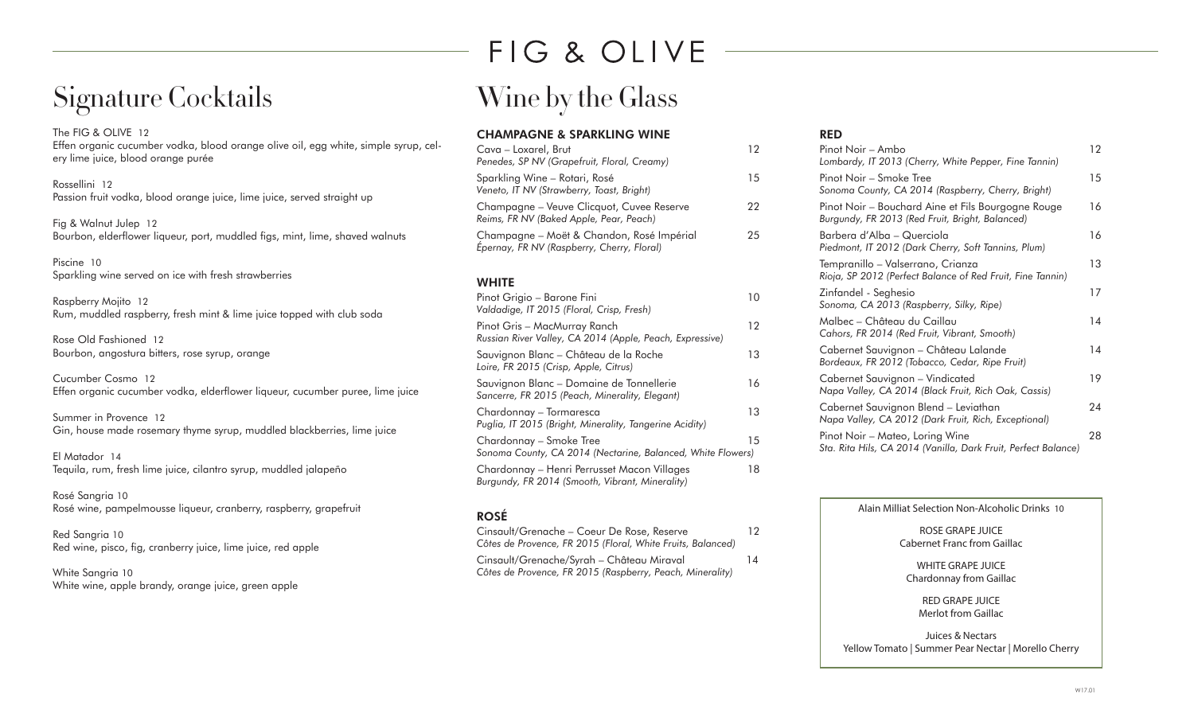# FIG & OLIVE

## Signature Cocktails

The FIG & OLIVE 12
Effen organic cucumber vodka, blood orange olive oil, egg white, simple syrup, celery lime juice, blood orange purée

Rossellini 12
Passion fruit vodka, blood orange juice, lime juice, served straight up

Fig & Walnut Julep 12
Bourbon, elderflower liqueur, port, muddled figs, mint, lime, shaved walnuts

Piscine 10
Sparkling wine served on ice with fresh strawberries

Raspberry Mojito 12
Rum, muddled raspberry, fresh mint & lime juice topped with club soda

Rose Old Fashioned 12
Bourbon, angostura bitters, rose syrup, orange

Cucumber Cosmo 12
Effen organic cucumber vodka, elderflower liqueur, cucumber puree, lime juice

Summer in Provence 12
Gin, house made rosemary thyme syrup, muddled blackberries, lime juice

El Matador 14
Tequila, rum, fresh lime juice, cilantro syrup, muddled jalapeño

Rosé Sangria 10
Rosé wine, pampelmousse liqueur, cranberry, raspberry, grapefruit

Red Sangria 10
Red wine, pisco, fig, cranberry juice, lime juice, red apple

White Sangria 10
White wine, apple brandy, orange juice, green apple

## Wine by the Glass

### CHAMPAGNE & SPARKLING WINE

Cava – Loxarel, Brut 12
*Penedes, SP NV (Grapefruit, Floral, Creamy)*

Sparkling Wine – Rotari, Rosé 15
*Veneto, IT NV (Strawberry, Toast, Bright)*

Champagne – Veuve Clicquot, Cuvee Reserve 22
*Reims, FR NV (Baked Apple, Pear, Peach)*

Champagne – Moët & Chandon, Rosé Impérial 25
*Épernay, FR NV (Raspberry, Cherry, Floral)*

### WHITE

Pinot Grigio – Barone Fini 10
*Valdadige, IT 2015 (Floral, Crisp, Fresh)*

Pinot Gris – MacMurray Ranch 12
*Russian River Valley, CA 2014 (Apple, Peach, Expressive)*

Sauvignon Blanc – Château de la Roche 13
*Loire, FR 2015 (Crisp, Apple, Citrus)*

Sauvignon Blanc – Domaine de Tonnellerie 16
*Sancerre, FR 2015 (Peach, Minerality, Elegant)*

Chardonnay – Tormaresca 13
*Puglia, IT 2015 (Bright, Minerality, Tangerine Acidity)*

Chardonnay – Smoke Tree 15
*Sonoma County, CA 2014 (Nectarine, Balanced, White Flowers)*

Chardonnay – Henri Perrusset Macon Villages 18
*Burgundy, FR 2014 (Smooth, Vibrant, Minerality)*

### ROSÉ

Cinsault/Grenache – Coeur De Rose, Reserve 12
*Côtes de Provence, FR 2015 (Floral, White Fruits, Balanced)*

Cinsault/Grenache/Syrah – Château Miraval 14
*Côtes de Provence, FR 2015 (Raspberry, Peach, Minerality)*

### RED

Pinot Noir – Ambo 12
*Lombardy, IT 2013 (Cherry, White Pepper, Fine Tannin)*

Pinot Noir – Smoke Tree 15
*Sonoma County, CA 2014 (Raspberry, Cherry, Bright)*

Pinot Noir – Bouchard Aine et Fils Bourgogne Rouge 16
*Burgundy, FR 2013 (Red Fruit, Bright, Balanced)*

Barbera d'Alba – Querciola 16
*Piedmont, IT 2012 (Dark Cherry, Soft Tannins, Plum)*

Tempranillo – Valserrano, Crianza 13
*Rioja, SP 2012 (Perfect Balance of Red Fruit, Fine Tannin)*

Zinfandel - Seghesio 17
*Sonoma, CA 2013 (Raspberry, Silky, Ripe)*

Malbec – Château du Caillau 14
*Cahors, FR 2014 (Red Fruit, Vibrant, Smooth)*

Cabernet Sauvignon – Château Lalande 14
*Bordeaux, FR 2012 (Tobacco, Cedar, Ripe Fruit)*

Cabernet Sauvignon – Vindicated 19
*Napa Valley, CA 2014 (Black Fruit, Rich Oak, Cassis)*

Cabernet Sauvignon Blend – Leviathan 24
*Napa Valley, CA 2012 (Dark Fruit, Rich, Exceptional)*

Pinot Noir – Mateo, Loring Wine 28
*Sta. Rita Hils, CA 2014 (Vanilla, Dark Fruit, Perfect Balance)*

---

Alain Milliat Selection Non-Alcoholic Drinks 10

ROSE GRAPE JUICE
Cabernet Franc from Gaillac

WHITE GRAPE JUICE
Chardonnay from Gaillac

RED GRAPE JUICE
Merlot from Gaillac

Juices & Nectars
Yellow Tomato | Summer Pear Nectar | Morello Cherry

W17.01